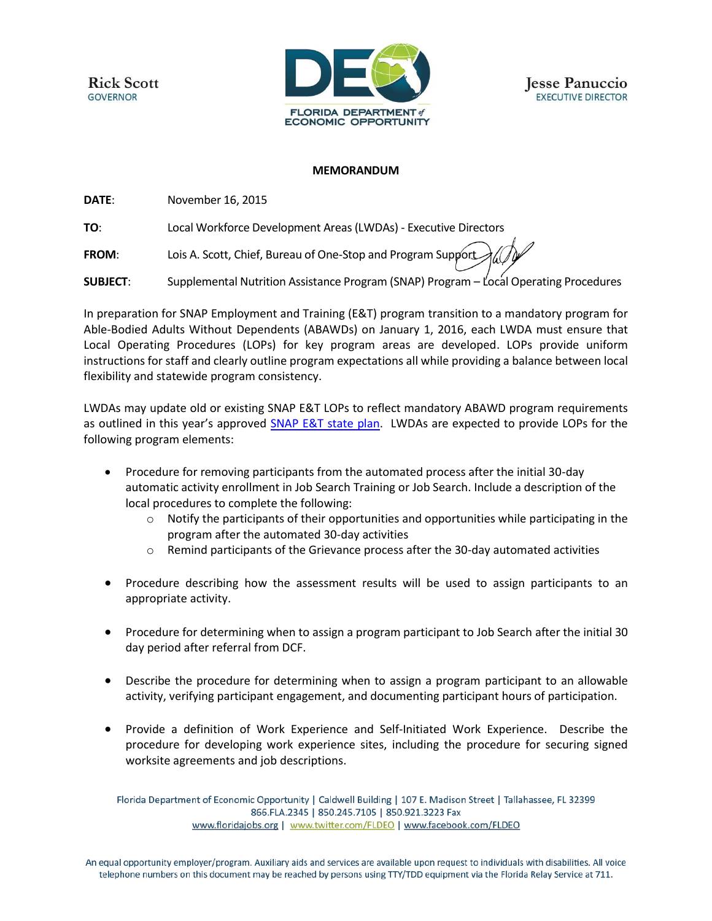Rick Scott
GOVERNOR

FLORIDA DEPARTMENT of ECONOMIC OPPORTUNITY

Jesse Panuccio
EXECUTIVE DIRECTOR

**MEMORANDUM**

**DATE**: November 16, 2015

**TO**: Local Workforce Development Areas (LWDAs) - Executive Directors

**FROM**: Lois A. Scott, Chief, Bureau of One-Stop and Program Support

**SUBJECT**: Supplemental Nutrition Assistance Program (SNAP) Program – Local Operating Procedures

In preparation for SNAP Employment and Training (E&T) program transition to a mandatory program for Able-Bodied Adults Without Dependents (ABAWDs) on January 1, 2016, each LWDA must ensure that Local Operating Procedures (LOPs) for key program areas are developed. LOPs provide uniform instructions for staff and clearly outline program expectations all while providing a balance between local flexibility and statewide program consistency.

LWDAs may update old or existing SNAP E&T LOPs to reflect mandatory ABAWD program requirements as outlined in this year's approved SNAP E&T state plan. LWDAs are expected to provide LOPs for the following program elements:

- Procedure for removing participants from the automated process after the initial 30-day automatic activity enrollment in Job Search Training or Job Search. Include a description of the local procedures to complete the following:
  - Notify the participants of their opportunities and opportunities while participating in the program after the automated 30-day activities
  - Remind participants of the Grievance process after the 30-day automated activities
- Procedure describing how the assessment results will be used to assign participants to an appropriate activity.
- Procedure for determining when to assign a program participant to Job Search after the initial 30 day period after referral from DCF.
- Describe the procedure for determining when to assign a program participant to an allowable activity, verifying participant engagement, and documenting participant hours of participation.
- Provide a definition of Work Experience and Self-Initiated Work Experience. Describe the procedure for developing work experience sites, including the procedure for securing signed worksite agreements and job descriptions.

Florida Department of Economic Opportunity | Caldwell Building | 107 E. Madison Street | Tallahassee, FL 32399
866.FLA.2345 | 850.245.7105 | 850.921.3223 Fax
www.floridajobs.org | www.twitter.com/FLDEO | www.facebook.com/FLDEO

An equal opportunity employer/program. Auxiliary aids and services are available upon request to individuals with disabilities. All voice telephone numbers on this document may be reached by persons using TTY/TDD equipment via the Florida Relay Service at 711.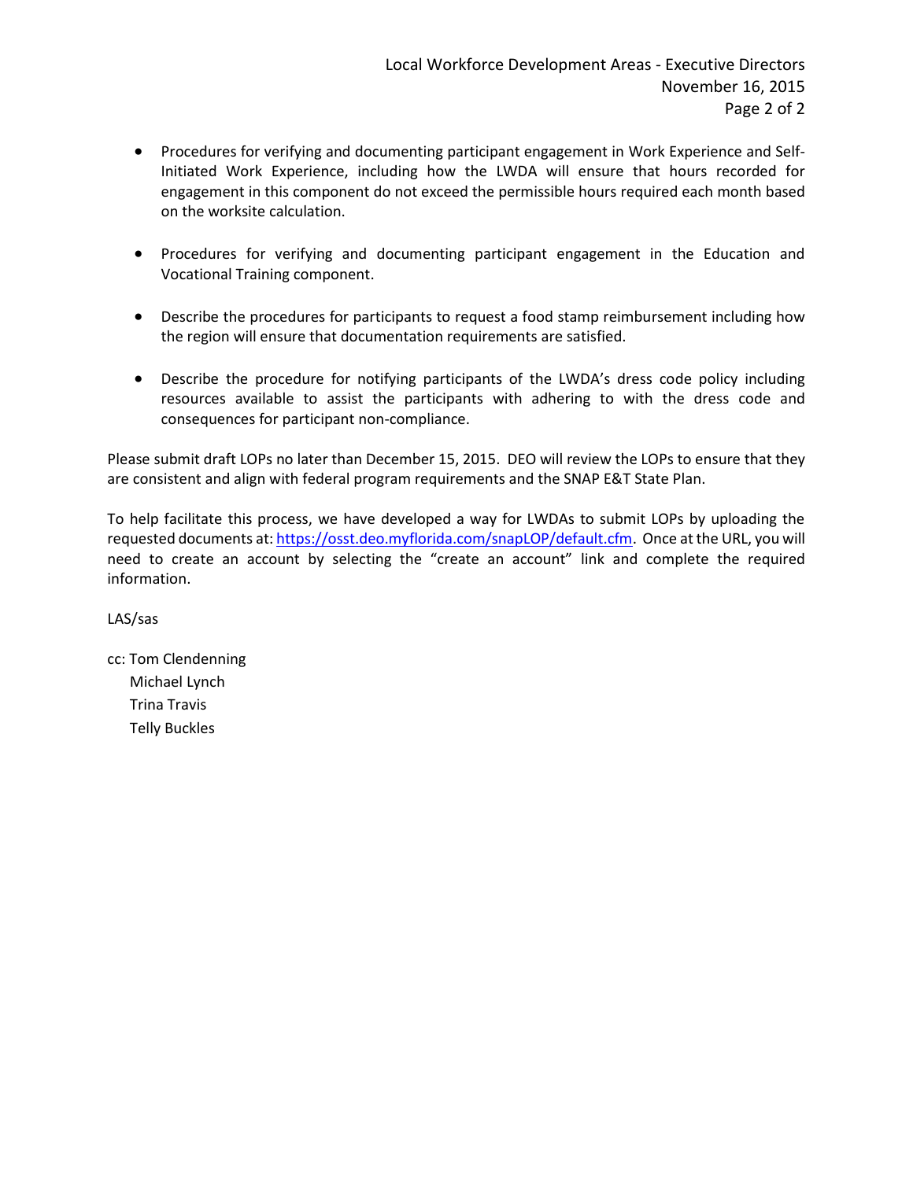- Procedures for verifying and documenting participant engagement in Work Experience and Self-Initiated Work Experience, including how the LWDA will ensure that hours recorded for engagement in this component do not exceed the permissible hours required each month based on the worksite calculation.

- Procedures for verifying and documenting participant engagement in the Education and Vocational Training component.

- Describe the procedures for participants to request a food stamp reimbursement including how the region will ensure that documentation requirements are satisfied.

- Describe the procedure for notifying participants of the LWDA's dress code policy including resources available to assist the participants with adhering to with the dress code and consequences for participant non-compliance.

Please submit draft LOPs no later than December 15, 2015. DEO will review the LOPs to ensure that they are consistent and align with federal program requirements and the SNAP E&T State Plan.

To help facilitate this process, we have developed a way for LWDAs to submit LOPs by uploading the requested documents at: https://osst.deo.myflorida.com/snapLOP/default.cfm. Once at the URL, you will need to create an account by selecting the "create an account" link and complete the required information.

LAS/sas

cc: Tom Clendenning
Michael Lynch
Trina Travis
Telly Buckles